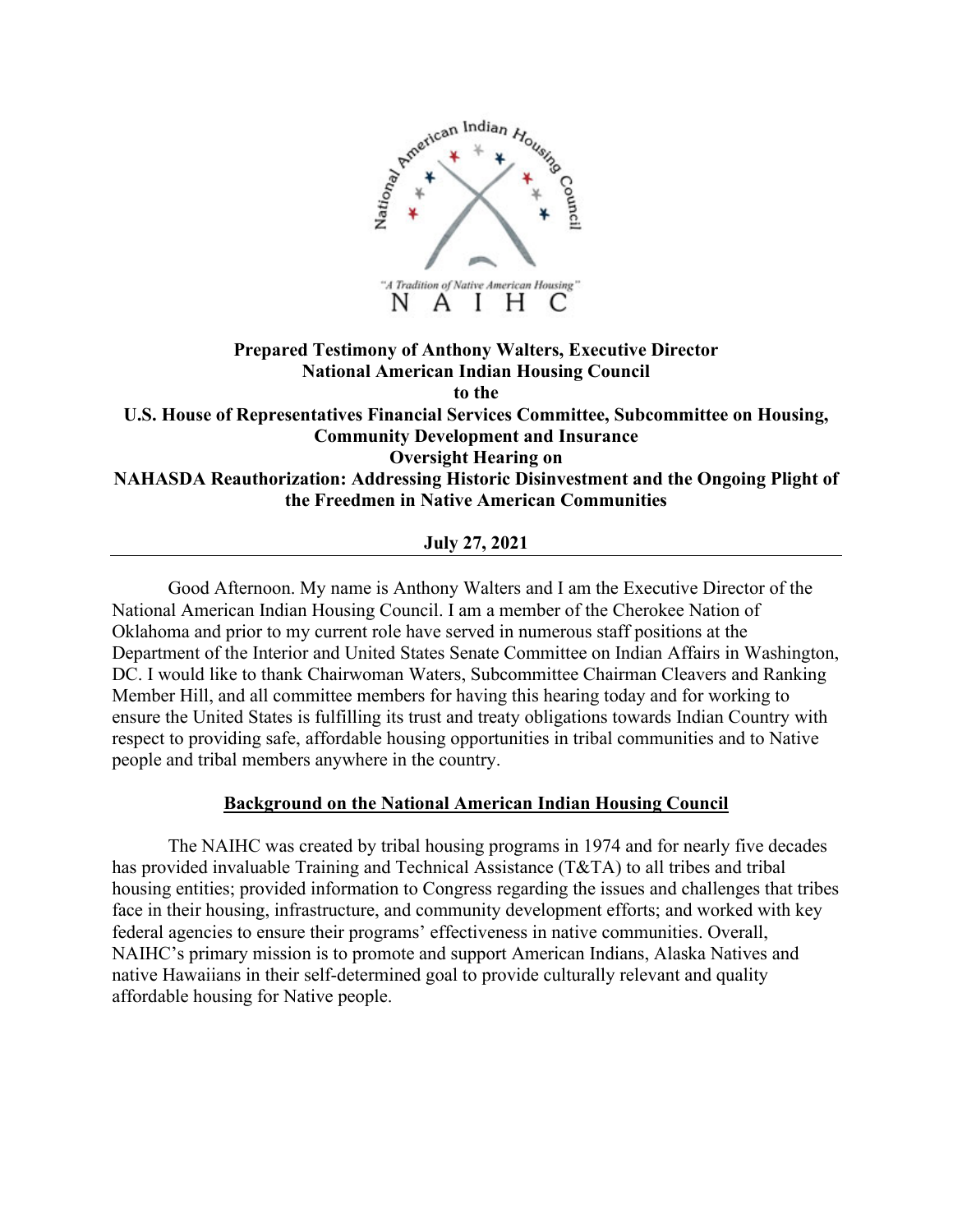**Prepared Testimony of Anthony Walters, Executive Director**
**National American Indian Housing Council**
**to the**
**U.S. House of Representatives Financial Services Committee, Subcommittee on Housing, Community Development and Insurance**
**Oversight Hearing on**
**NAHASDA Reauthorization: Addressing Historic Disinvestment and the Ongoing Plight of the Freedmen in Native American Communities**

**July 27, 2021**

---

Good Afternoon. My name is Anthony Walters and I am the Executive Director of the National American Indian Housing Council. I am a member of the Cherokee Nation of Oklahoma and prior to my current role have served in numerous staff positions at the Department of the Interior and United States Senate Committee on Indian Affairs in Washington, DC. I would like to thank Chairwoman Waters, Subcommittee Chairman Cleavers and Ranking Member Hill, and all committee members for having this hearing today and for working to ensure the United States is fulfilling its trust and treaty obligations towards Indian Country with respect to providing safe, affordable housing opportunities in tribal communities and to Native people and tribal members anywhere in the country.

## Background on the National American Indian Housing Council

The NAIHC was created by tribal housing programs in 1974 and for nearly five decades has provided invaluable Training and Technical Assistance (T&TA) to all tribes and tribal housing entities; provided information to Congress regarding the issues and challenges that tribes face in their housing, infrastructure, and community development efforts; and worked with key federal agencies to ensure their programs' effectiveness in native communities. Overall, NAIHC's primary mission is to promote and support American Indians, Alaska Natives and native Hawaiians in their self-determined goal to provide culturally relevant and quality affordable housing for Native people.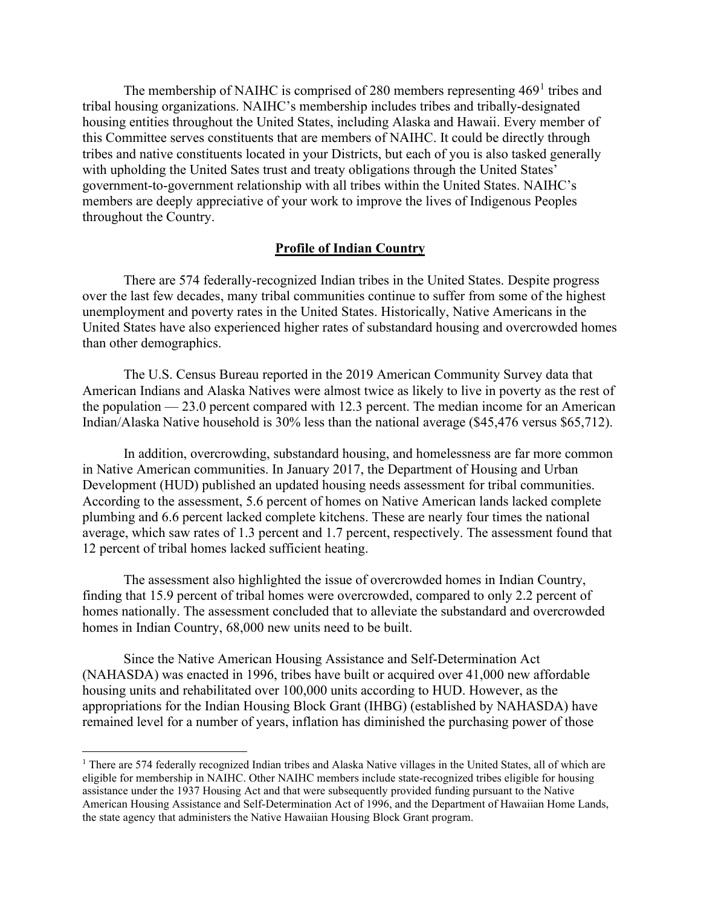The membership of NAIHC is comprised of 280 members representing 469[1] tribes and tribal housing organizations. NAIHC's membership includes tribes and tribally-designated housing entities throughout the United States, including Alaska and Hawaii. Every member of this Committee serves constituents that are members of NAIHC. It could be directly through tribes and native constituents located in your Districts, but each of you is also tasked generally with upholding the United Sates trust and treaty obligations through the United States' government-to-government relationship with all tribes within the United States. NAIHC's members are deeply appreciative of your work to improve the lives of Indigenous Peoples throughout the Country.

## Profile of Indian Country

There are 574 federally-recognized Indian tribes in the United States. Despite progress over the last few decades, many tribal communities continue to suffer from some of the highest unemployment and poverty rates in the United States. Historically, Native Americans in the United States have also experienced higher rates of substandard housing and overcrowded homes than other demographics.

The U.S. Census Bureau reported in the 2019 American Community Survey data that American Indians and Alaska Natives were almost twice as likely to live in poverty as the rest of the population — 23.0 percent compared with 12.3 percent. The median income for an American Indian/Alaska Native household is 30% less than the national average ($45,476 versus $65,712).

In addition, overcrowding, substandard housing, and homelessness are far more common in Native American communities. In January 2017, the Department of Housing and Urban Development (HUD) published an updated housing needs assessment for tribal communities. According to the assessment, 5.6 percent of homes on Native American lands lacked complete plumbing and 6.6 percent lacked complete kitchens. These are nearly four times the national average, which saw rates of 1.3 percent and 1.7 percent, respectively. The assessment found that 12 percent of tribal homes lacked sufficient heating.

The assessment also highlighted the issue of overcrowded homes in Indian Country, finding that 15.9 percent of tribal homes were overcrowded, compared to only 2.2 percent of homes nationally. The assessment concluded that to alleviate the substandard and overcrowded homes in Indian Country, 68,000 new units need to be built.

Since the Native American Housing Assistance and Self-Determination Act (NAHASDA) was enacted in 1996, tribes have built or acquired over 41,000 new affordable housing units and rehabilitated over 100,000 units according to HUD. However, as the appropriations for the Indian Housing Block Grant (IHBG) (established by NAHASDA) have remained level for a number of years, inflation has diminished the purchasing power of those

[1] There are 574 federally recognized Indian tribes and Alaska Native villages in the United States, all of which are eligible for membership in NAIHC. Other NAIHC members include state-recognized tribes eligible for housing assistance under the 1937 Housing Act and that were subsequently provided funding pursuant to the Native American Housing Assistance and Self-Determination Act of 1996, and the Department of Hawaiian Home Lands, the state agency that administers the Native Hawaiian Housing Block Grant program.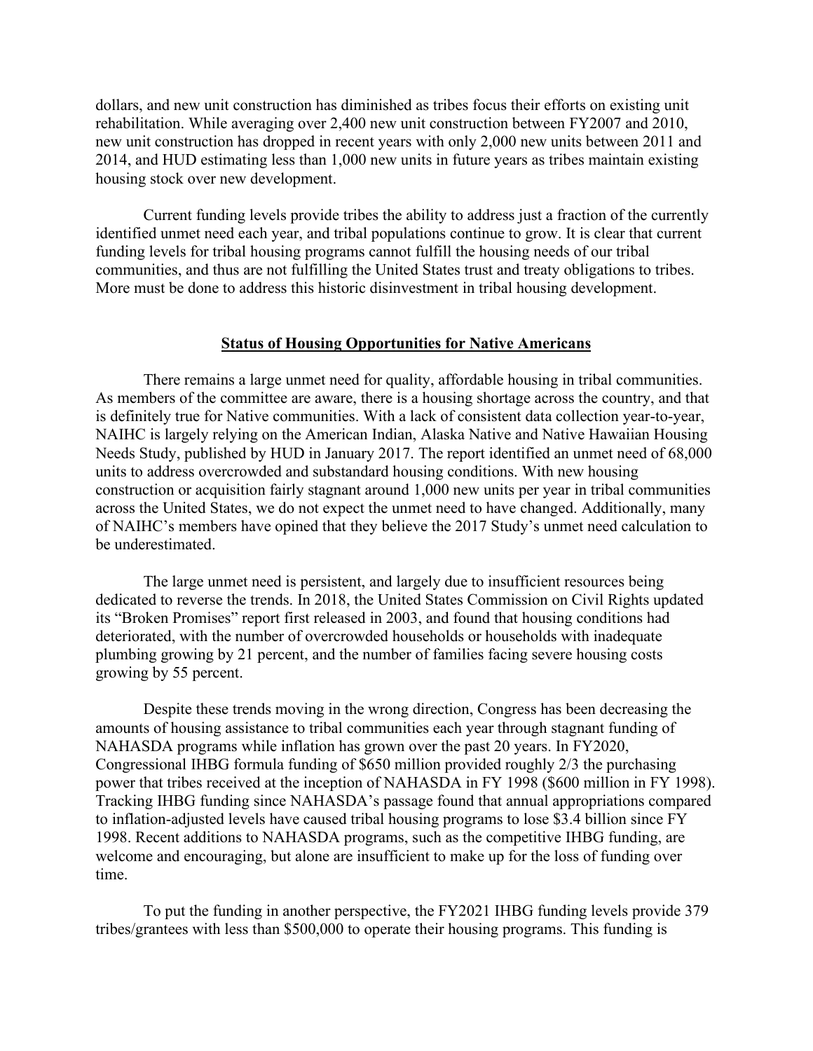dollars, and new unit construction has diminished as tribes focus their efforts on existing unit rehabilitation. While averaging over 2,400 new unit construction between FY2007 and 2010, new unit construction has dropped in recent years with only 2,000 new units between 2011 and 2014, and HUD estimating less than 1,000 new units in future years as tribes maintain existing housing stock over new development.

Current funding levels provide tribes the ability to address just a fraction of the currently identified unmet need each year, and tribal populations continue to grow. It is clear that current funding levels for tribal housing programs cannot fulfill the housing needs of our tribal communities, and thus are not fulfilling the United States trust and treaty obligations to tribes. More must be done to address this historic disinvestment in tribal housing development.

## Status of Housing Opportunities for Native Americans

There remains a large unmet need for quality, affordable housing in tribal communities. As members of the committee are aware, there is a housing shortage across the country, and that is definitely true for Native communities. With a lack of consistent data collection year-to-year, NAIHC is largely relying on the American Indian, Alaska Native and Native Hawaiian Housing Needs Study, published by HUD in January 2017. The report identified an unmet need of 68,000 units to address overcrowded and substandard housing conditions. With new housing construction or acquisition fairly stagnant around 1,000 new units per year in tribal communities across the United States, we do not expect the unmet need to have changed. Additionally, many of NAIHC's members have opined that they believe the 2017 Study's unmet need calculation to be underestimated.

The large unmet need is persistent, and largely due to insufficient resources being dedicated to reverse the trends. In 2018, the United States Commission on Civil Rights updated its "Broken Promises" report first released in 2003, and found that housing conditions had deteriorated, with the number of overcrowded households or households with inadequate plumbing growing by 21 percent, and the number of families facing severe housing costs growing by 55 percent.

Despite these trends moving in the wrong direction, Congress has been decreasing the amounts of housing assistance to tribal communities each year through stagnant funding of NAHASDA programs while inflation has grown over the past 20 years. In FY2020, Congressional IHBG formula funding of $650 million provided roughly 2/3 the purchasing power that tribes received at the inception of NAHASDA in FY 1998 ($600 million in FY 1998). Tracking IHBG funding since NAHASDA's passage found that annual appropriations compared to inflation-adjusted levels have caused tribal housing programs to lose $3.4 billion since FY 1998. Recent additions to NAHASDA programs, such as the competitive IHBG funding, are welcome and encouraging, but alone are insufficient to make up for the loss of funding over time.

To put the funding in another perspective, the FY2021 IHBG funding levels provide 379 tribes/grantees with less than $500,000 to operate their housing programs. This funding is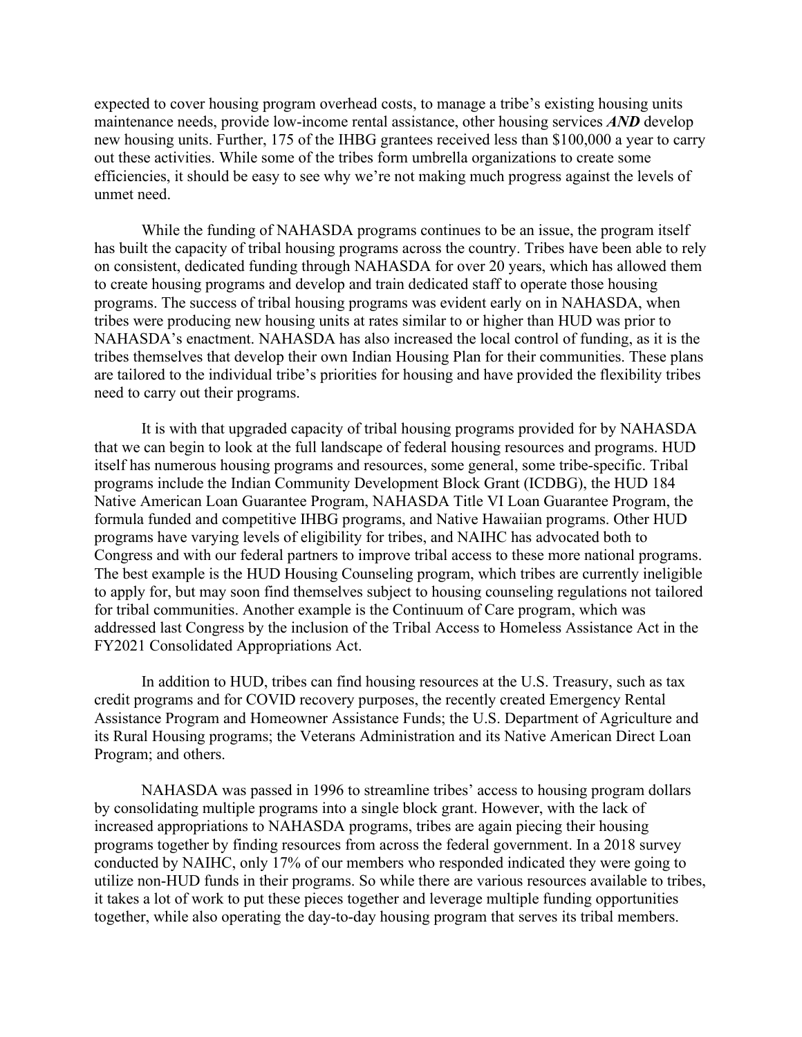expected to cover housing program overhead costs, to manage a tribe's existing housing units maintenance needs, provide low-income rental assistance, other housing services ***AND*** develop new housing units. Further, 175 of the IHBG grantees received less than $100,000 a year to carry out these activities. While some of the tribes form umbrella organizations to create some efficiencies, it should be easy to see why we're not making much progress against the levels of unmet need.

While the funding of NAHASDA programs continues to be an issue, the program itself has built the capacity of tribal housing programs across the country. Tribes have been able to rely on consistent, dedicated funding through NAHASDA for over 20 years, which has allowed them to create housing programs and develop and train dedicated staff to operate those housing programs. The success of tribal housing programs was evident early on in NAHASDA, when tribes were producing new housing units at rates similar to or higher than HUD was prior to NAHASDA's enactment. NAHASDA has also increased the local control of funding, as it is the tribes themselves that develop their own Indian Housing Plan for their communities. These plans are tailored to the individual tribe's priorities for housing and have provided the flexibility tribes need to carry out their programs.

It is with that upgraded capacity of tribal housing programs provided for by NAHASDA that we can begin to look at the full landscape of federal housing resources and programs. HUD itself has numerous housing programs and resources, some general, some tribe-specific. Tribal programs include the Indian Community Development Block Grant (ICDBG), the HUD 184 Native American Loan Guarantee Program, NAHASDA Title VI Loan Guarantee Program, the formula funded and competitive IHBG programs, and Native Hawaiian programs. Other HUD programs have varying levels of eligibility for tribes, and NAIHC has advocated both to Congress and with our federal partners to improve tribal access to these more national programs. The best example is the HUD Housing Counseling program, which tribes are currently ineligible to apply for, but may soon find themselves subject to housing counseling regulations not tailored for tribal communities. Another example is the Continuum of Care program, which was addressed last Congress by the inclusion of the Tribal Access to Homeless Assistance Act in the FY2021 Consolidated Appropriations Act.

In addition to HUD, tribes can find housing resources at the U.S. Treasury, such as tax credit programs and for COVID recovery purposes, the recently created Emergency Rental Assistance Program and Homeowner Assistance Funds; the U.S. Department of Agriculture and its Rural Housing programs; the Veterans Administration and its Native American Direct Loan Program; and others.

NAHASDA was passed in 1996 to streamline tribes' access to housing program dollars by consolidating multiple programs into a single block grant. However, with the lack of increased appropriations to NAHASDA programs, tribes are again piecing their housing programs together by finding resources from across the federal government. In a 2018 survey conducted by NAIHC, only 17% of our members who responded indicated they were going to utilize non-HUD funds in their programs. So while there are various resources available to tribes, it takes a lot of work to put these pieces together and leverage multiple funding opportunities together, while also operating the day-to-day housing program that serves its tribal members.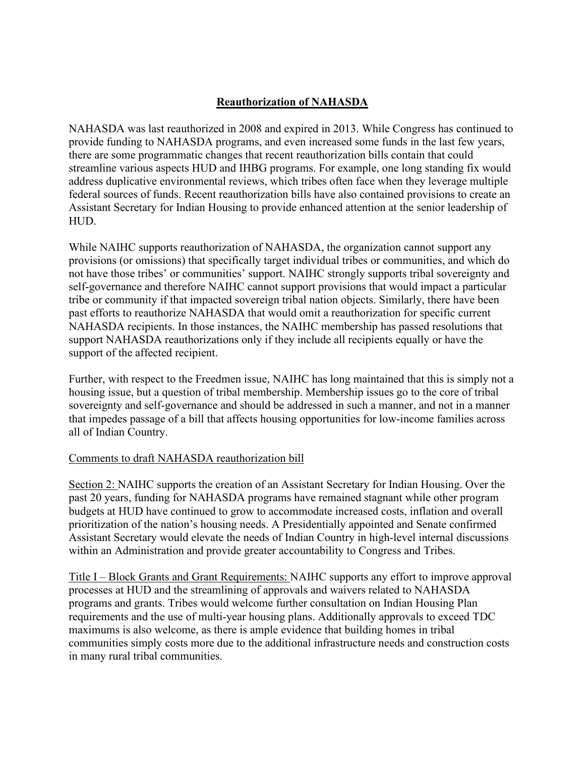# **Reauthorization of NAHASDA**

NAHASDA was last reauthorized in 2008 and expired in 2013. While Congress has continued to provide funding to NAHASDA programs, and even increased some funds in the last few years, there are some programmatic changes that recent reauthorization bills contain that could streamline various aspects HUD and IHBG programs. For example, one long standing fix would address duplicative environmental reviews, which tribes often face when they leverage multiple federal sources of funds. Recent reauthorization bills have also contained provisions to create an Assistant Secretary for Indian Housing to provide enhanced attention at the senior leadership of HUD.

While NAIHC supports reauthorization of NAHASDA, the organization cannot support any provisions (or omissions) that specifically target individual tribes or communities, and which do not have those tribes' or communities' support. NAIHC strongly supports tribal sovereignty and self-governance and therefore NAIHC cannot support provisions that would impact a particular tribe or community if that impacted sovereign tribal nation objects. Similarly, there have been past efforts to reauthorize NAHASDA that would omit a reauthorization for specific current NAHASDA recipients. In those instances, the NAIHC membership has passed resolutions that support NAHASDA reauthorizations only if they include all recipients equally or have the support of the affected recipient.

Further, with respect to the Freedmen issue, NAIHC has long maintained that this is simply not a housing issue, but a question of tribal membership. Membership issues go to the core of tribal sovereignty and self-governance and should be addressed in such a manner, and not in a manner that impedes passage of a bill that affects housing opportunities for low-income families across all of Indian Country.

## Comments to draft NAHASDA reauthorization bill

Section 2: NAIHC supports the creation of an Assistant Secretary for Indian Housing. Over the past 20 years, funding for NAHASDA programs have remained stagnant while other program budgets at HUD have continued to grow to accommodate increased costs, inflation and overall prioritization of the nation's housing needs. A Presidentially appointed and Senate confirmed Assistant Secretary would elevate the needs of Indian Country in high-level internal discussions within an Administration and provide greater accountability to Congress and Tribes.

Title I – Block Grants and Grant Requirements: NAIHC supports any effort to improve approval processes at HUD and the streamlining of approvals and waivers related to NAHASDA programs and grants. Tribes would welcome further consultation on Indian Housing Plan requirements and the use of multi-year housing plans. Additionally approvals to exceed TDC maximums is also welcome, as there is ample evidence that building homes in tribal communities simply costs more due to the additional infrastructure needs and construction costs in many rural tribal communities.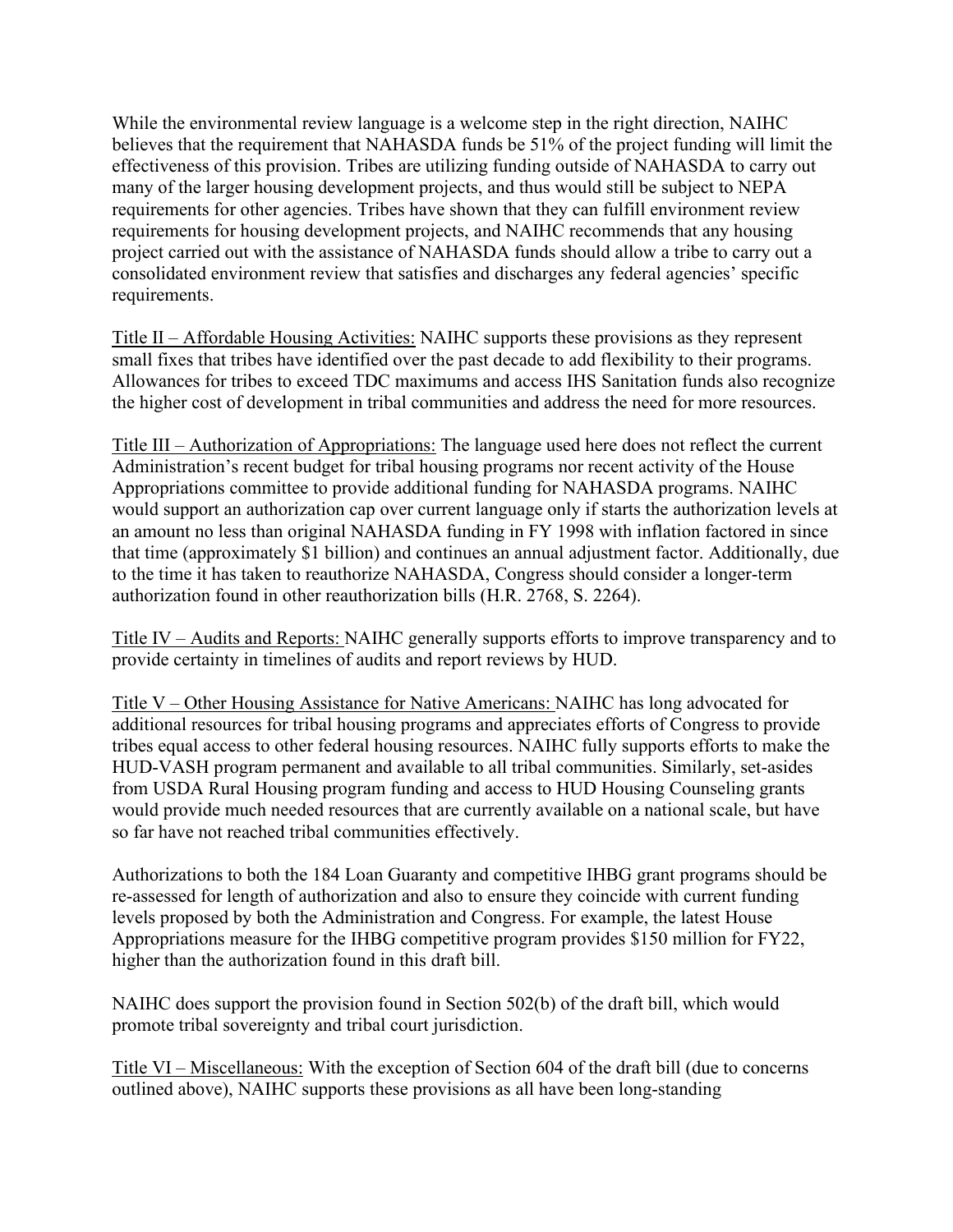While the environmental review language is a welcome step in the right direction, NAIHC believes that the requirement that NAHASDA funds be 51% of the project funding will limit the effectiveness of this provision. Tribes are utilizing funding outside of NAHASDA to carry out many of the larger housing development projects, and thus would still be subject to NEPA requirements for other agencies. Tribes have shown that they can fulfill environment review requirements for housing development projects, and NAIHC recommends that any housing project carried out with the assistance of NAHASDA funds should allow a tribe to carry out a consolidated environment review that satisfies and discharges any federal agencies' specific requirements.

<u>Title II – Affordable Housing Activities:</u> NAIHC supports these provisions as they represent small fixes that tribes have identified over the past decade to add flexibility to their programs. Allowances for tribes to exceed TDC maximums and access IHS Sanitation funds also recognize the higher cost of development in tribal communities and address the need for more resources.

<u>Title III – Authorization of Appropriations:</u> The language used here does not reflect the current Administration's recent budget for tribal housing programs nor recent activity of the House Appropriations committee to provide additional funding for NAHASDA programs. NAIHC would support an authorization cap over current language only if starts the authorization levels at an amount no less than original NAHASDA funding in FY 1998 with inflation factored in since that time (approximately $1 billion) and continues an annual adjustment factor. Additionally, due to the time it has taken to reauthorize NAHASDA, Congress should consider a longer-term authorization found in other reauthorization bills (H.R. 2768, S. 2264).

<u>Title IV – Audits and Reports:</u> NAIHC generally supports efforts to improve transparency and to provide certainty in timelines of audits and report reviews by HUD.

<u>Title V – Other Housing Assistance for Native Americans:</u> NAIHC has long advocated for additional resources for tribal housing programs and appreciates efforts of Congress to provide tribes equal access to other federal housing resources. NAIHC fully supports efforts to make the HUD-VASH program permanent and available to all tribal communities. Similarly, set-asides from USDA Rural Housing program funding and access to HUD Housing Counseling grants would provide much needed resources that are currently available on a national scale, but have so far have not reached tribal communities effectively.

Authorizations to both the 184 Loan Guaranty and competitive IHBG grant programs should be re-assessed for length of authorization and also to ensure they coincide with current funding levels proposed by both the Administration and Congress. For example, the latest House Appropriations measure for the IHBG competitive program provides $150 million for FY22, higher than the authorization found in this draft bill.

NAIHC does support the provision found in Section 502(b) of the draft bill, which would promote tribal sovereignty and tribal court jurisdiction.

<u>Title VI – Miscellaneous:</u> With the exception of Section 604 of the draft bill (due to concerns outlined above), NAIHC supports these provisions as all have been long-standing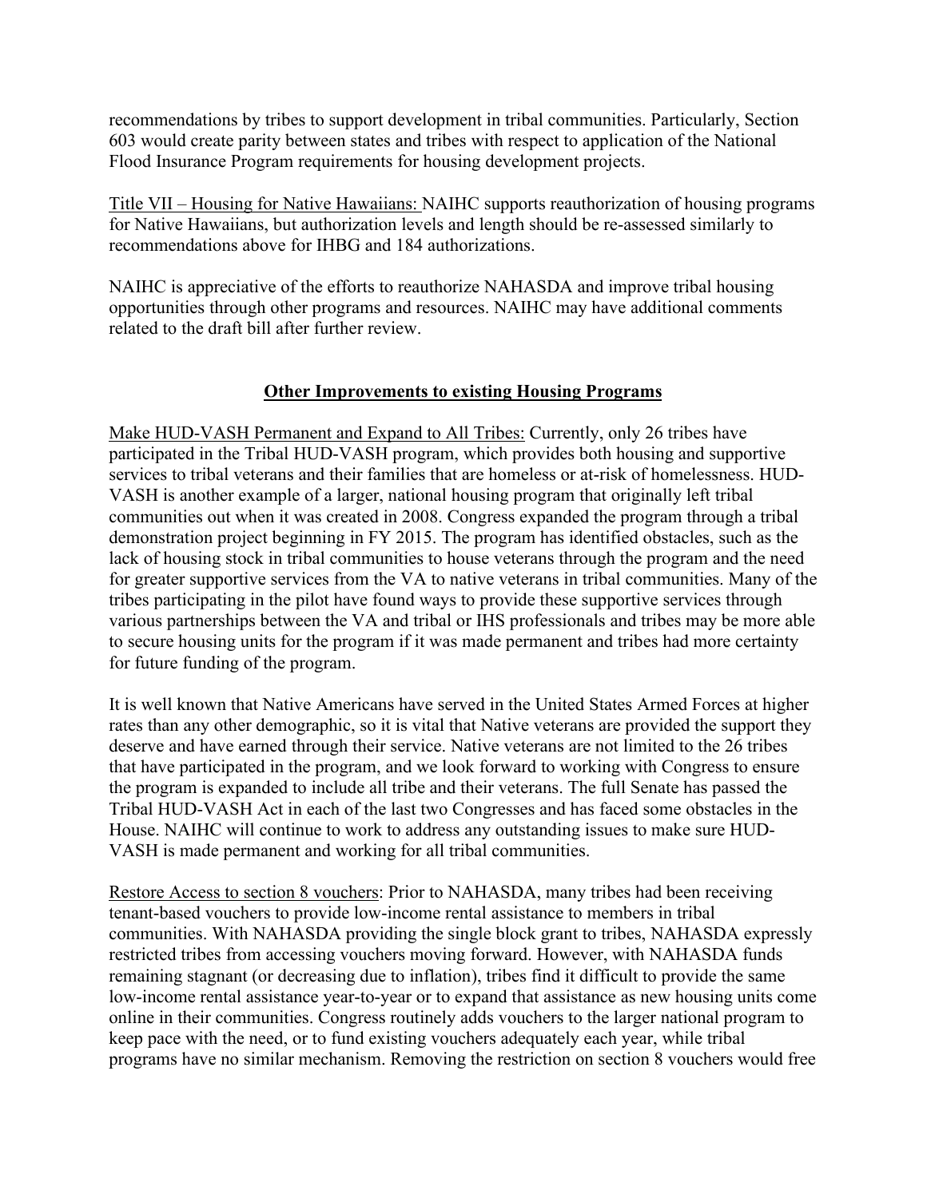recommendations by tribes to support development in tribal communities. Particularly, Section 603 would create parity between states and tribes with respect to application of the National Flood Insurance Program requirements for housing development projects.

Title VII – Housing for Native Hawaiians: NAIHC supports reauthorization of housing programs for Native Hawaiians, but authorization levels and length should be re-assessed similarly to recommendations above for IHBG and 184 authorizations.

NAIHC is appreciative of the efforts to reauthorize NAHASDA and improve tribal housing opportunities through other programs and resources. NAIHC may have additional comments related to the draft bill after further review.

## **Other Improvements to existing Housing Programs**

Make HUD-VASH Permanent and Expand to All Tribes: Currently, only 26 tribes have participated in the Tribal HUD-VASH program, which provides both housing and supportive services to tribal veterans and their families that are homeless or at-risk of homelessness. HUD-VASH is another example of a larger, national housing program that originally left tribal communities out when it was created in 2008. Congress expanded the program through a tribal demonstration project beginning in FY 2015. The program has identified obstacles, such as the lack of housing stock in tribal communities to house veterans through the program and the need for greater supportive services from the VA to native veterans in tribal communities. Many of the tribes participating in the pilot have found ways to provide these supportive services through various partnerships between the VA and tribal or IHS professionals and tribes may be more able to secure housing units for the program if it was made permanent and tribes had more certainty for future funding of the program.

It is well known that Native Americans have served in the United States Armed Forces at higher rates than any other demographic, so it is vital that Native veterans are provided the support they deserve and have earned through their service. Native veterans are not limited to the 26 tribes that have participated in the program, and we look forward to working with Congress to ensure the program is expanded to include all tribe and their veterans. The full Senate has passed the Tribal HUD-VASH Act in each of the last two Congresses and has faced some obstacles in the House. NAIHC will continue to work to address any outstanding issues to make sure HUD-VASH is made permanent and working for all tribal communities.

Restore Access to section 8 vouchers: Prior to NAHASDA, many tribes had been receiving tenant-based vouchers to provide low-income rental assistance to members in tribal communities. With NAHASDA providing the single block grant to tribes, NAHASDA expressly restricted tribes from accessing vouchers moving forward. However, with NAHASDA funds remaining stagnant (or decreasing due to inflation), tribes find it difficult to provide the same low-income rental assistance year-to-year or to expand that assistance as new housing units come online in their communities. Congress routinely adds vouchers to the larger national program to keep pace with the need, or to fund existing vouchers adequately each year, while tribal programs have no similar mechanism. Removing the restriction on section 8 vouchers would free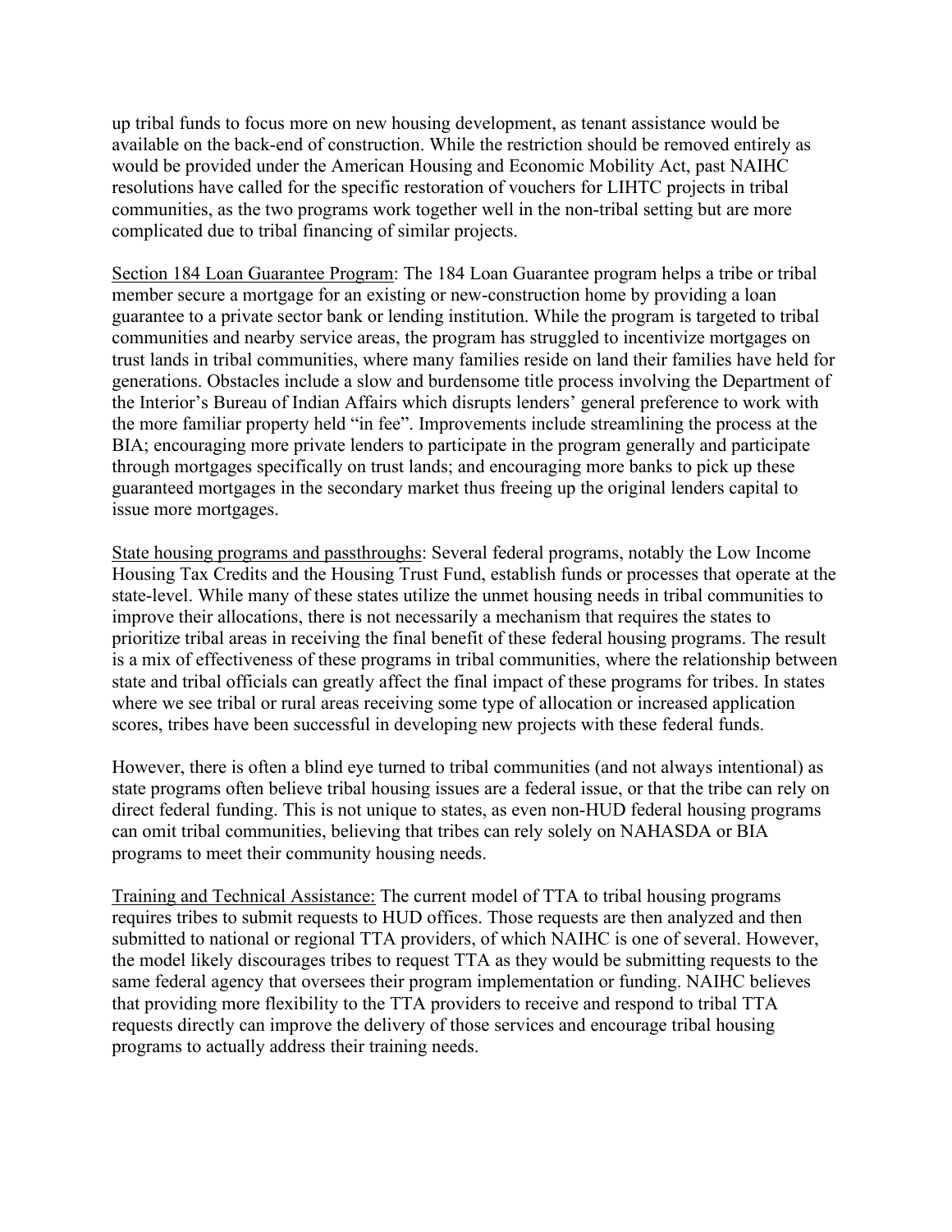up tribal funds to focus more on new housing development, as tenant assistance would be available on the back-end of construction. While the restriction should be removed entirely as would be provided under the American Housing and Economic Mobility Act, past NAIHC resolutions have called for the specific restoration of vouchers for LIHTC projects in tribal communities, as the two programs work together well in the non-tribal setting but are more complicated due to tribal financing of similar projects.

<u>Section 184 Loan Guarantee Program</u>: The 184 Loan Guarantee program helps a tribe or tribal member secure a mortgage for an existing or new-construction home by providing a loan guarantee to a private sector bank or lending institution. While the program is targeted to tribal communities and nearby service areas, the program has struggled to incentivize mortgages on trust lands in tribal communities, where many families reside on land their families have held for generations. Obstacles include a slow and burdensome title process involving the Department of the Interior's Bureau of Indian Affairs which disrupts lenders' general preference to work with the more familiar property held "in fee". Improvements include streamlining the process at the BIA; encouraging more private lenders to participate in the program generally and participate through mortgages specifically on trust lands; and encouraging more banks to pick up these guaranteed mortgages in the secondary market thus freeing up the original lenders capital to issue more mortgages.

<u>State housing programs and passthroughs</u>: Several federal programs, notably the Low Income Housing Tax Credits and the Housing Trust Fund, establish funds or processes that operate at the state-level. While many of these states utilize the unmet housing needs in tribal communities to improve their allocations, there is not necessarily a mechanism that requires the states to prioritize tribal areas in receiving the final benefit of these federal housing programs. The result is a mix of effectiveness of these programs in tribal communities, where the relationship between state and tribal officials can greatly affect the final impact of these programs for tribes. In states where we see tribal or rural areas receiving some type of allocation or increased application scores, tribes have been successful in developing new projects with these federal funds.

However, there is often a blind eye turned to tribal communities (and not always intentional) as state programs often believe tribal housing issues are a federal issue, or that the tribe can rely on direct federal funding. This is not unique to states, as even non-HUD federal housing programs can omit tribal communities, believing that tribes can rely solely on NAHASDA or BIA programs to meet their community housing needs.

<u>Training and Technical Assistance:</u> The current model of TTA to tribal housing programs requires tribes to submit requests to HUD offices. Those requests are then analyzed and then submitted to national or regional TTA providers, of which NAIHC is one of several. However, the model likely discourages tribes to request TTA as they would be submitting requests to the same federal agency that oversees their program implementation or funding. NAIHC believes that providing more flexibility to the TTA providers to receive and respond to tribal TTA requests directly can improve the delivery of those services and encourage tribal housing programs to actually address their training needs.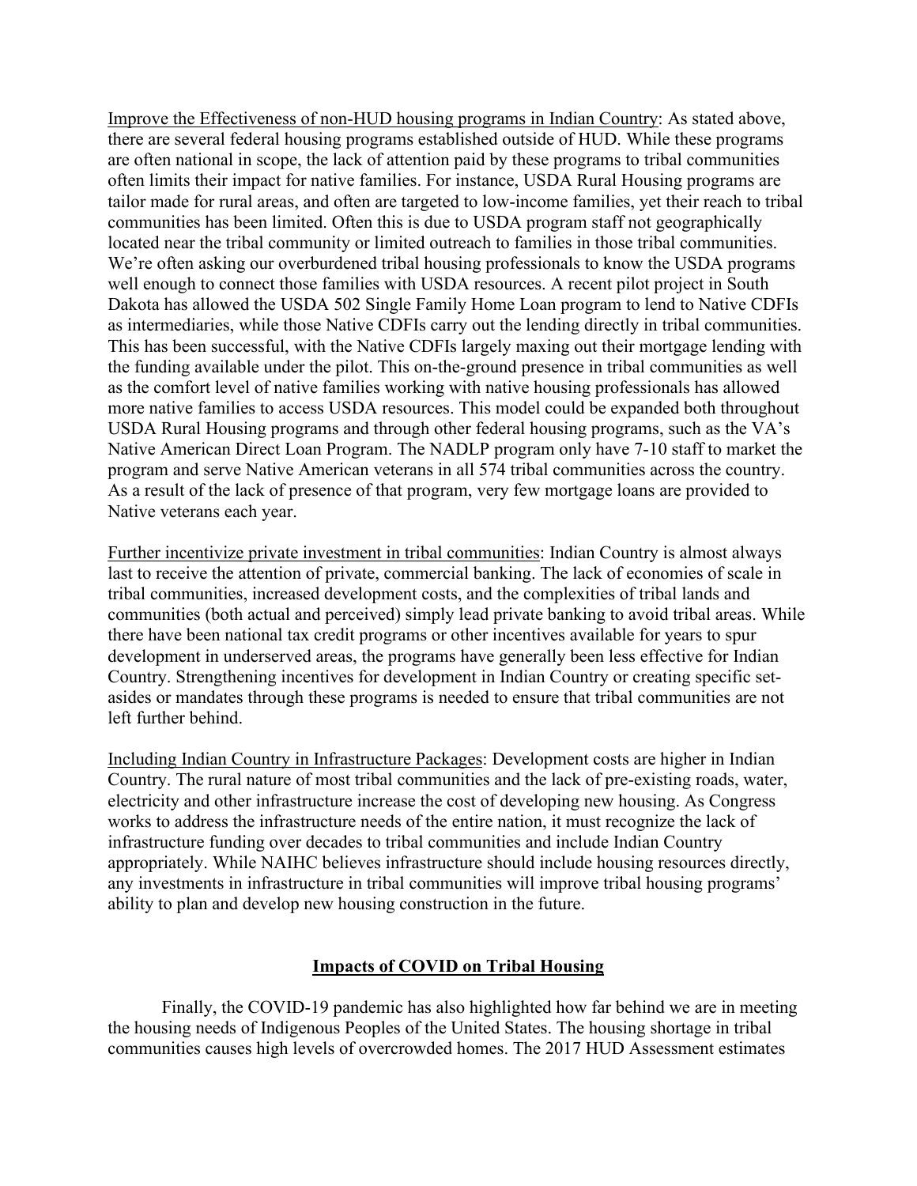Improve the Effectiveness of non-HUD housing programs in Indian Country: As stated above, there are several federal housing programs established outside of HUD. While these programs are often national in scope, the lack of attention paid by these programs to tribal communities often limits their impact for native families. For instance, USDA Rural Housing programs are tailor made for rural areas, and often are targeted to low-income families, yet their reach to tribal communities has been limited. Often this is due to USDA program staff not geographically located near the tribal community or limited outreach to families in those tribal communities. We're often asking our overburdened tribal housing professionals to know the USDA programs well enough to connect those families with USDA resources. A recent pilot project in South Dakota has allowed the USDA 502 Single Family Home Loan program to lend to Native CDFIs as intermediaries, while those Native CDFIs carry out the lending directly in tribal communities. This has been successful, with the Native CDFIs largely maxing out their mortgage lending with the funding available under the pilot. This on-the-ground presence in tribal communities as well as the comfort level of native families working with native housing professionals has allowed more native families to access USDA resources. This model could be expanded both throughout USDA Rural Housing programs and through other federal housing programs, such as the VA's Native American Direct Loan Program. The NADLP program only have 7-10 staff to market the program and serve Native American veterans in all 574 tribal communities across the country. As a result of the lack of presence of that program, very few mortgage loans are provided to Native veterans each year.

Further incentivize private investment in tribal communities: Indian Country is almost always last to receive the attention of private, commercial banking. The lack of economies of scale in tribal communities, increased development costs, and the complexities of tribal lands and communities (both actual and perceived) simply lead private banking to avoid tribal areas. While there have been national tax credit programs or other incentives available for years to spur development in underserved areas, the programs have generally been less effective for Indian Country. Strengthening incentives for development in Indian Country or creating specific set-asides or mandates through these programs is needed to ensure that tribal communities are not left further behind.

Including Indian Country in Infrastructure Packages: Development costs are higher in Indian Country. The rural nature of most tribal communities and the lack of pre-existing roads, water, electricity and other infrastructure increase the cost of developing new housing. As Congress works to address the infrastructure needs of the entire nation, it must recognize the lack of infrastructure funding over decades to tribal communities and include Indian Country appropriately. While NAIHC believes infrastructure should include housing resources directly, any investments in infrastructure in tribal communities will improve tribal housing programs' ability to plan and develop new housing construction in the future.

## Impacts of COVID on Tribal Housing

Finally, the COVID-19 pandemic has also highlighted how far behind we are in meeting the housing needs of Indigenous Peoples of the United States. The housing shortage in tribal communities causes high levels of overcrowded homes. The 2017 HUD Assessment estimates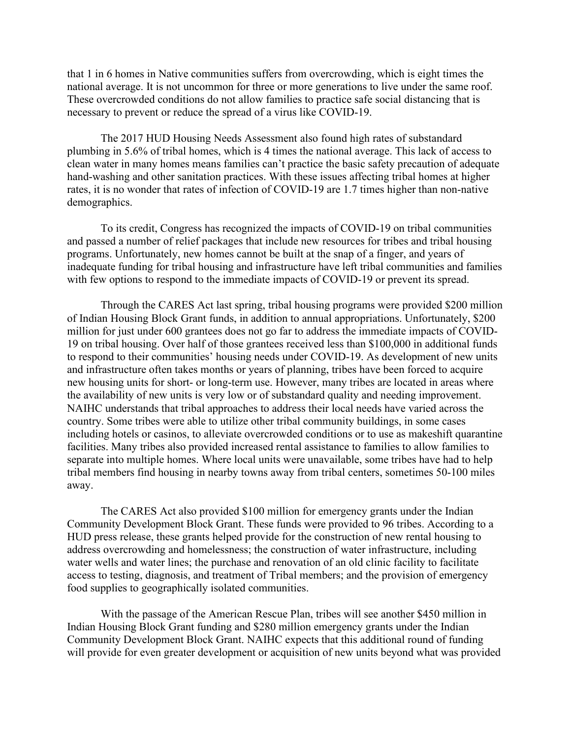that 1 in 6 homes in Native communities suffers from overcrowding, which is eight times the national average. It is not uncommon for three or more generations to live under the same roof. These overcrowded conditions do not allow families to practice safe social distancing that is necessary to prevent or reduce the spread of a virus like COVID-19.

The 2017 HUD Housing Needs Assessment also found high rates of substandard plumbing in 5.6% of tribal homes, which is 4 times the national average. This lack of access to clean water in many homes means families can't practice the basic safety precaution of adequate hand-washing and other sanitation practices. With these issues affecting tribal homes at higher rates, it is no wonder that rates of infection of COVID-19 are 1.7 times higher than non-native demographics.

To its credit, Congress has recognized the impacts of COVID-19 on tribal communities and passed a number of relief packages that include new resources for tribes and tribal housing programs. Unfortunately, new homes cannot be built at the snap of a finger, and years of inadequate funding for tribal housing and infrastructure have left tribal communities and families with few options to respond to the immediate impacts of COVID-19 or prevent its spread.

Through the CARES Act last spring, tribal housing programs were provided $200 million of Indian Housing Block Grant funds, in addition to annual appropriations. Unfortunately, $200 million for just under 600 grantees does not go far to address the immediate impacts of COVID-19 on tribal housing. Over half of those grantees received less than $100,000 in additional funds to respond to their communities' housing needs under COVID-19. As development of new units and infrastructure often takes months or years of planning, tribes have been forced to acquire new housing units for short- or long-term use. However, many tribes are located in areas where the availability of new units is very low or of substandard quality and needing improvement. NAIHC understands that tribal approaches to address their local needs have varied across the country. Some tribes were able to utilize other tribal community buildings, in some cases including hotels or casinos, to alleviate overcrowded conditions or to use as makeshift quarantine facilities. Many tribes also provided increased rental assistance to families to allow families to separate into multiple homes. Where local units were unavailable, some tribes have had to help tribal members find housing in nearby towns away from tribal centers, sometimes 50-100 miles away.

The CARES Act also provided $100 million for emergency grants under the Indian Community Development Block Grant. These funds were provided to 96 tribes. According to a HUD press release, these grants helped provide for the construction of new rental housing to address overcrowding and homelessness; the construction of water infrastructure, including water wells and water lines; the purchase and renovation of an old clinic facility to facilitate access to testing, diagnosis, and treatment of Tribal members; and the provision of emergency food supplies to geographically isolated communities.

With the passage of the American Rescue Plan, tribes will see another $450 million in Indian Housing Block Grant funding and $280 million emergency grants under the Indian Community Development Block Grant. NAIHC expects that this additional round of funding will provide for even greater development or acquisition of new units beyond what was provided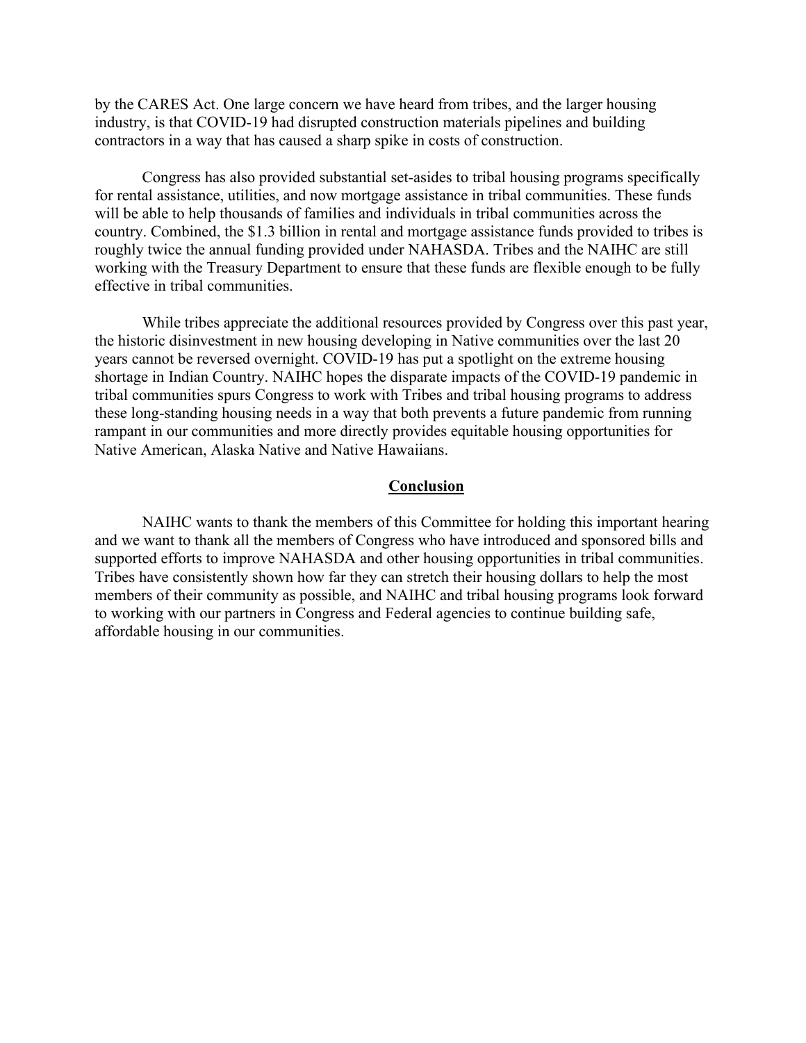by the CARES Act. One large concern we have heard from tribes, and the larger housing industry, is that COVID-19 had disrupted construction materials pipelines and building contractors in a way that has caused a sharp spike in costs of construction.

Congress has also provided substantial set-asides to tribal housing programs specifically for rental assistance, utilities, and now mortgage assistance in tribal communities. These funds will be able to help thousands of families and individuals in tribal communities across the country. Combined, the $1.3 billion in rental and mortgage assistance funds provided to tribes is roughly twice the annual funding provided under NAHASDA. Tribes and the NAIHC are still working with the Treasury Department to ensure that these funds are flexible enough to be fully effective in tribal communities.

While tribes appreciate the additional resources provided by Congress over this past year, the historic disinvestment in new housing developing in Native communities over the last 20 years cannot be reversed overnight. COVID-19 has put a spotlight on the extreme housing shortage in Indian Country. NAIHC hopes the disparate impacts of the COVID-19 pandemic in tribal communities spurs Congress to work with Tribes and tribal housing programs to address these long-standing housing needs in a way that both prevents a future pandemic from running rampant in our communities and more directly provides equitable housing opportunities for Native American, Alaska Native and Native Hawaiians.

## Conclusion

NAIHC wants to thank the members of this Committee for holding this important hearing and we want to thank all the members of Congress who have introduced and sponsored bills and supported efforts to improve NAHASDA and other housing opportunities in tribal communities. Tribes have consistently shown how far they can stretch their housing dollars to help the most members of their community as possible, and NAIHC and tribal housing programs look forward to working with our partners in Congress and Federal agencies to continue building safe, affordable housing in our communities.